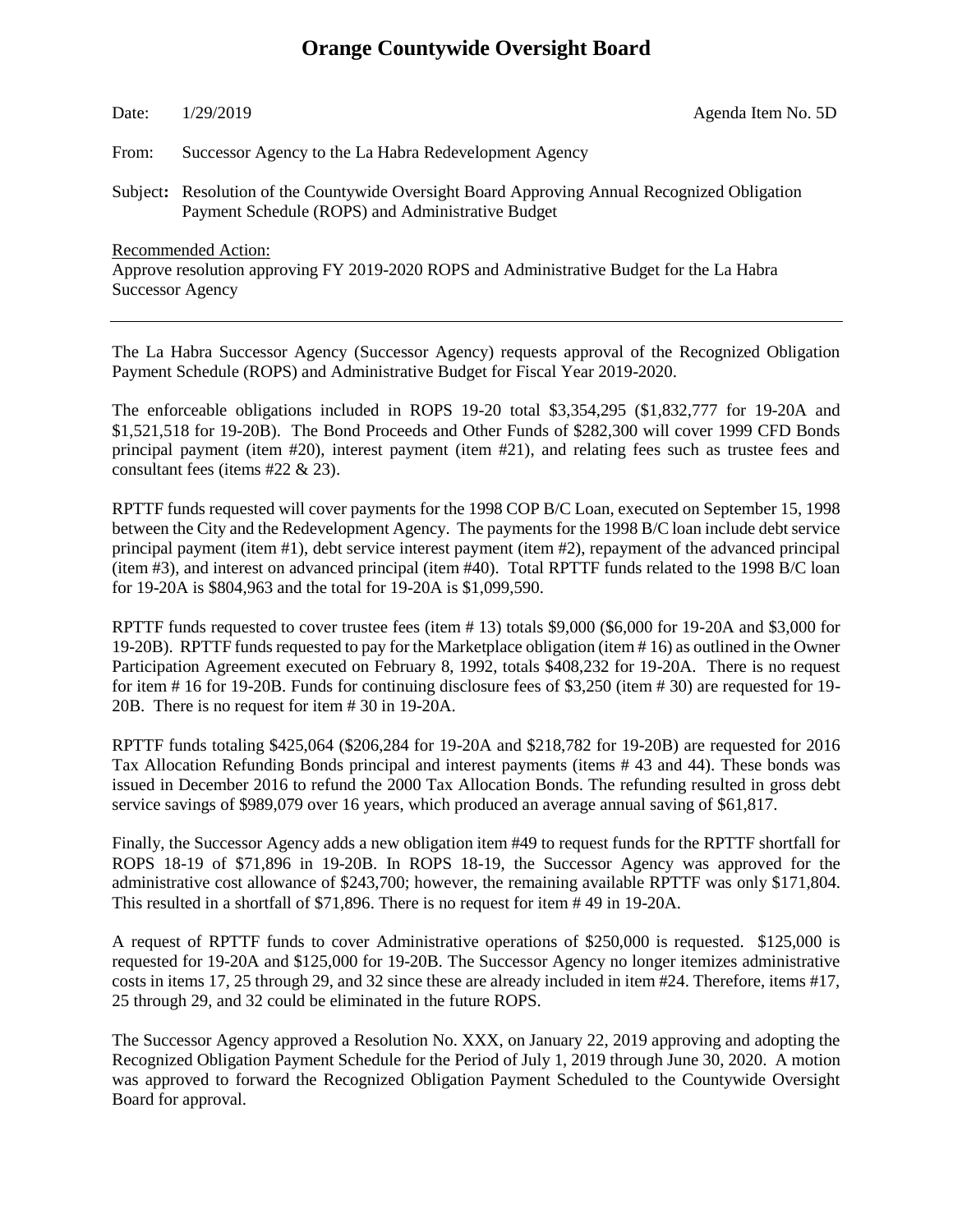# Orange Countywide Oversight Board

Date: 1/29/2019 Agenda Item No. 5D

From: Successor Agency to the La Habra Redevelopment Agency

Subject**:** Resolution of the Countywide Oversight Board Approving Annual Recognized Obligation Payment Schedule (ROPS) and Administrative Budget

Recommended Action:

Approve resolution approving FY 2019-2020 ROPS and Administrative Budget for the La Habra Successor Agency

---

The La Habra Successor Agency (Successor Agency) requests approval of the Recognized Obligation Payment Schedule (ROPS) and Administrative Budget for Fiscal Year 2019-2020.

The enforceable obligations included in ROPS 19-20 total $3,354,295 ($1,832,777 for 19-20A and $1,521,518 for 19-20B). The Bond Proceeds and Other Funds of $282,300 will cover 1999 CFD Bonds principal payment (item #20), interest payment (item #21), and relating fees such as trustee fees and consultant fees (items #22 & 23).

RPTTF funds requested will cover payments for the 1998 COP B/C Loan, executed on September 15, 1998 between the City and the Redevelopment Agency. The payments for the 1998 B/C loan include debt service principal payment (item #1), debt service interest payment (item #2), repayment of the advanced principal (item #3), and interest on advanced principal (item #40). Total RPTTF funds related to the 1998 B/C loan for 19-20A is $804,963 and the total for 19-20A is $1,099,590.

RPTTF funds requested to cover trustee fees (item # 13) totals $9,000 ($6,000 for 19-20A and $3,000 for 19-20B). RPTTF funds requested to pay for the Marketplace obligation (item # 16) as outlined in the Owner Participation Agreement executed on February 8, 1992, totals $408,232 for 19-20A. There is no request for item # 16 for 19-20B. Funds for continuing disclosure fees of $3,250 (item # 30) are requested for 19-20B. There is no request for item # 30 in 19-20A.

RPTTF funds totaling $425,064 ($206,284 for 19-20A and $218,782 for 19-20B) are requested for 2016 Tax Allocation Refunding Bonds principal and interest payments (items # 43 and 44). These bonds was issued in December 2016 to refund the 2000 Tax Allocation Bonds. The refunding resulted in gross debt service savings of $989,079 over 16 years, which produced an average annual saving of $61,817.

Finally, the Successor Agency adds a new obligation item #49 to request funds for the RPTTF shortfall for ROPS 18-19 of $71,896 in 19-20B. In ROPS 18-19, the Successor Agency was approved for the administrative cost allowance of $243,700; however, the remaining available RPTTF was only $171,804. This resulted in a shortfall of $71,896. There is no request for item # 49 in 19-20A.

A request of RPTTF funds to cover Administrative operations of $250,000 is requested. $125,000 is requested for 19-20A and $125,000 for 19-20B. The Successor Agency no longer itemizes administrative costs in items 17, 25 through 29, and 32 since these are already included in item #24. Therefore, items #17, 25 through 29, and 32 could be eliminated in the future ROPS.

The Successor Agency approved a Resolution No. XXX, on January 22, 2019 approving and adopting the Recognized Obligation Payment Schedule for the Period of July 1, 2019 through June 30, 2020. A motion was approved to forward the Recognized Obligation Payment Scheduled to the Countywide Oversight Board for approval.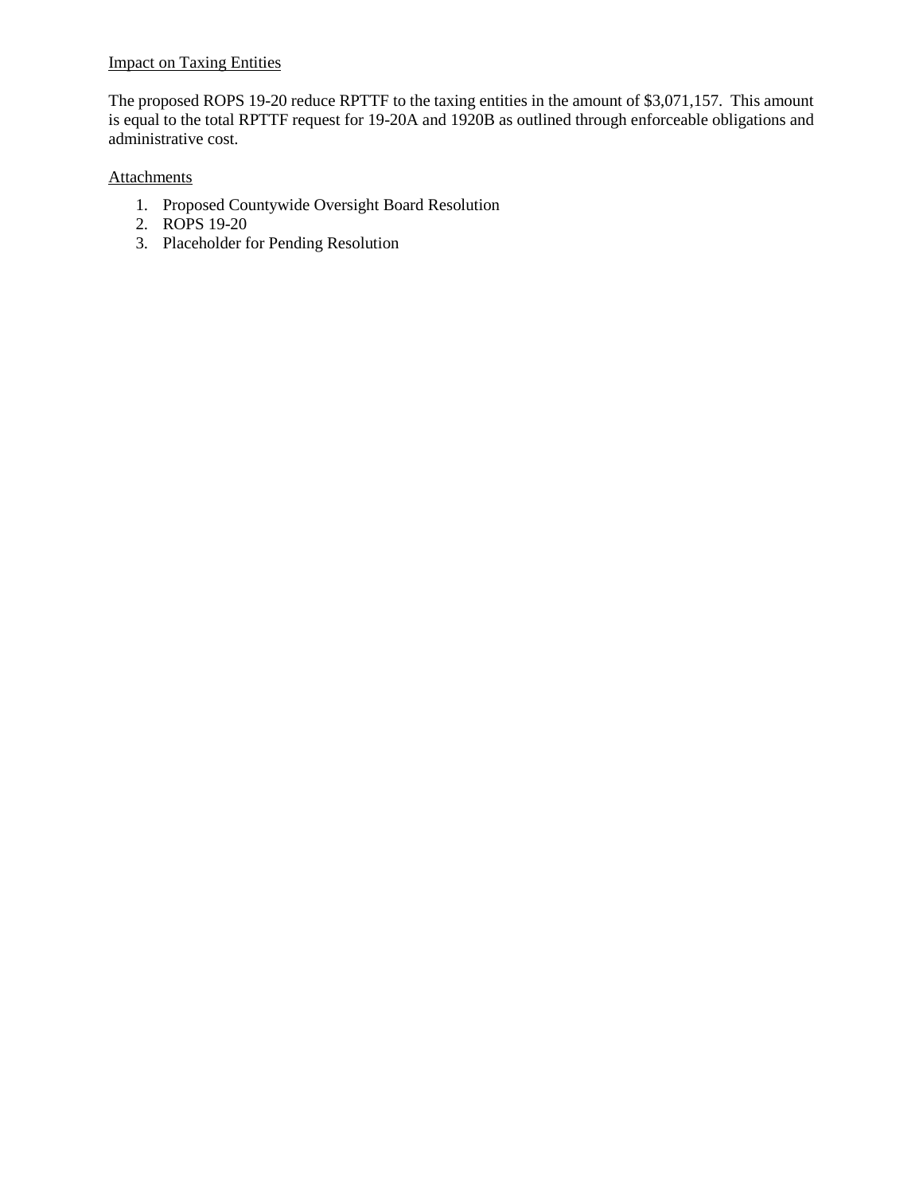Impact on Taxing Entities

The proposed ROPS 19-20 reduce RPTTF to the taxing entities in the amount of $3,071,157. This amount is equal to the total RPTTF request for 19-20A and 1920B as outlined through enforceable obligations and administrative cost.

Attachments

1. Proposed Countywide Oversight Board Resolution
2. ROPS 19-20
3. Placeholder for Pending Resolution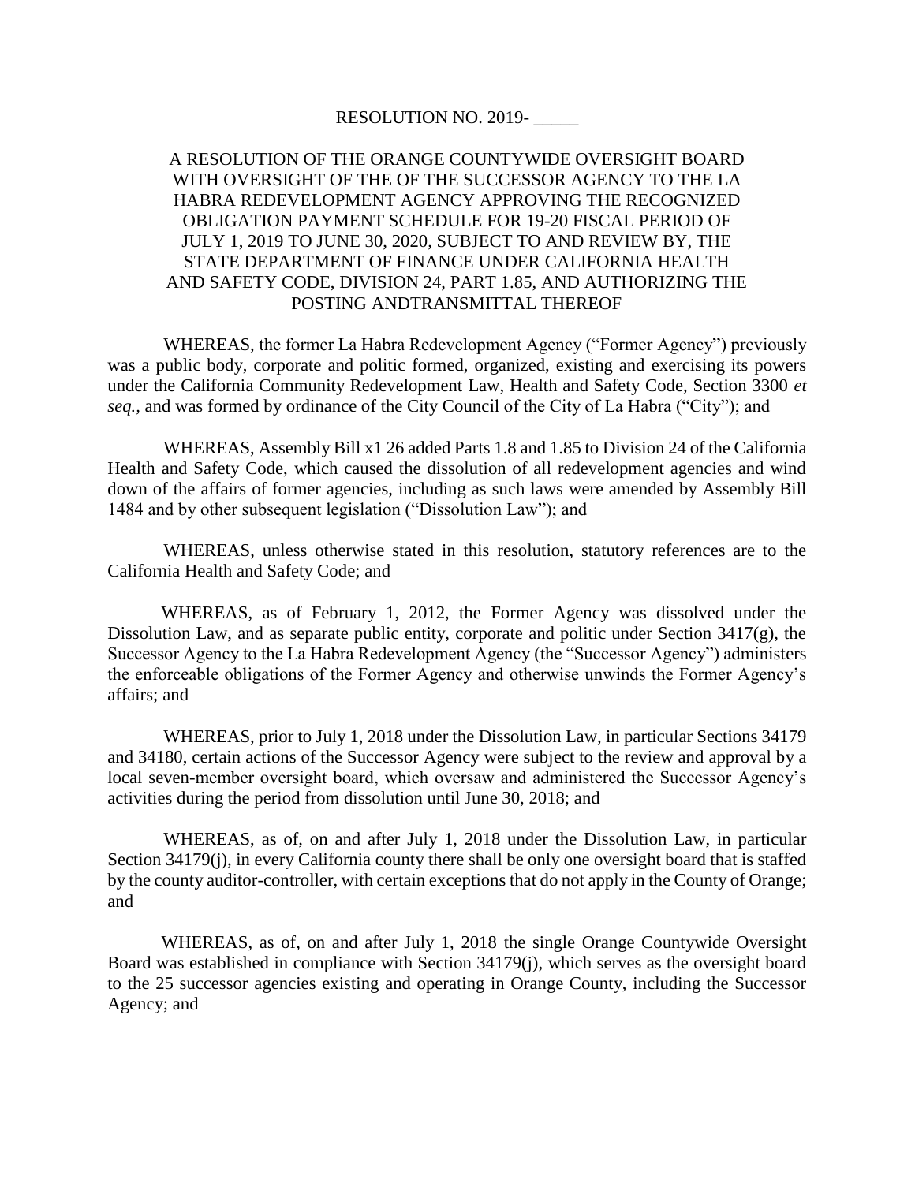RESOLUTION NO. 2019- _____

A RESOLUTION OF THE ORANGE COUNTYWIDE OVERSIGHT BOARD WITH OVERSIGHT OF THE OF THE SUCCESSOR AGENCY TO THE LA HABRA REDEVELOPMENT AGENCY APPROVING THE RECOGNIZED OBLIGATION PAYMENT SCHEDULE FOR 19-20 FISCAL PERIOD OF JULY 1, 2019 TO JUNE 30, 2020, SUBJECT TO AND REVIEW BY, THE STATE DEPARTMENT OF FINANCE UNDER CALIFORNIA HEALTH AND SAFETY CODE, DIVISION 24, PART 1.85, AND AUTHORIZING THE POSTING ANDTRANSMITTAL THEREOF

WHEREAS, the former La Habra Redevelopment Agency ("Former Agency") previously was a public body, corporate and politic formed, organized, existing and exercising its powers under the California Community Redevelopment Law, Health and Safety Code, Section 3300 *et seq.*, and was formed by ordinance of the City Council of the City of La Habra ("City"); and

WHEREAS, Assembly Bill x1 26 added Parts 1.8 and 1.85 to Division 24 of the California Health and Safety Code, which caused the dissolution of all redevelopment agencies and wind down of the affairs of former agencies, including as such laws were amended by Assembly Bill 1484 and by other subsequent legislation ("Dissolution Law"); and

WHEREAS, unless otherwise stated in this resolution, statutory references are to the California Health and Safety Code; and

WHEREAS, as of February 1, 2012, the Former Agency was dissolved under the Dissolution Law, and as separate public entity, corporate and politic under Section 3417(g), the Successor Agency to the La Habra Redevelopment Agency (the "Successor Agency") administers the enforceable obligations of the Former Agency and otherwise unwinds the Former Agency's affairs; and

WHEREAS, prior to July 1, 2018 under the Dissolution Law, in particular Sections 34179 and 34180, certain actions of the Successor Agency were subject to the review and approval by a local seven-member oversight board, which oversaw and administered the Successor Agency's activities during the period from dissolution until June 30, 2018; and

WHEREAS, as of, on and after July 1, 2018 under the Dissolution Law, in particular Section 34179(j), in every California county there shall be only one oversight board that is staffed by the county auditor-controller, with certain exceptions that do not apply in the County of Orange; and

WHEREAS, as of, on and after July 1, 2018 the single Orange Countywide Oversight Board was established in compliance with Section 34179(j), which serves as the oversight board to the 25 successor agencies existing and operating in Orange County, including the Successor Agency; and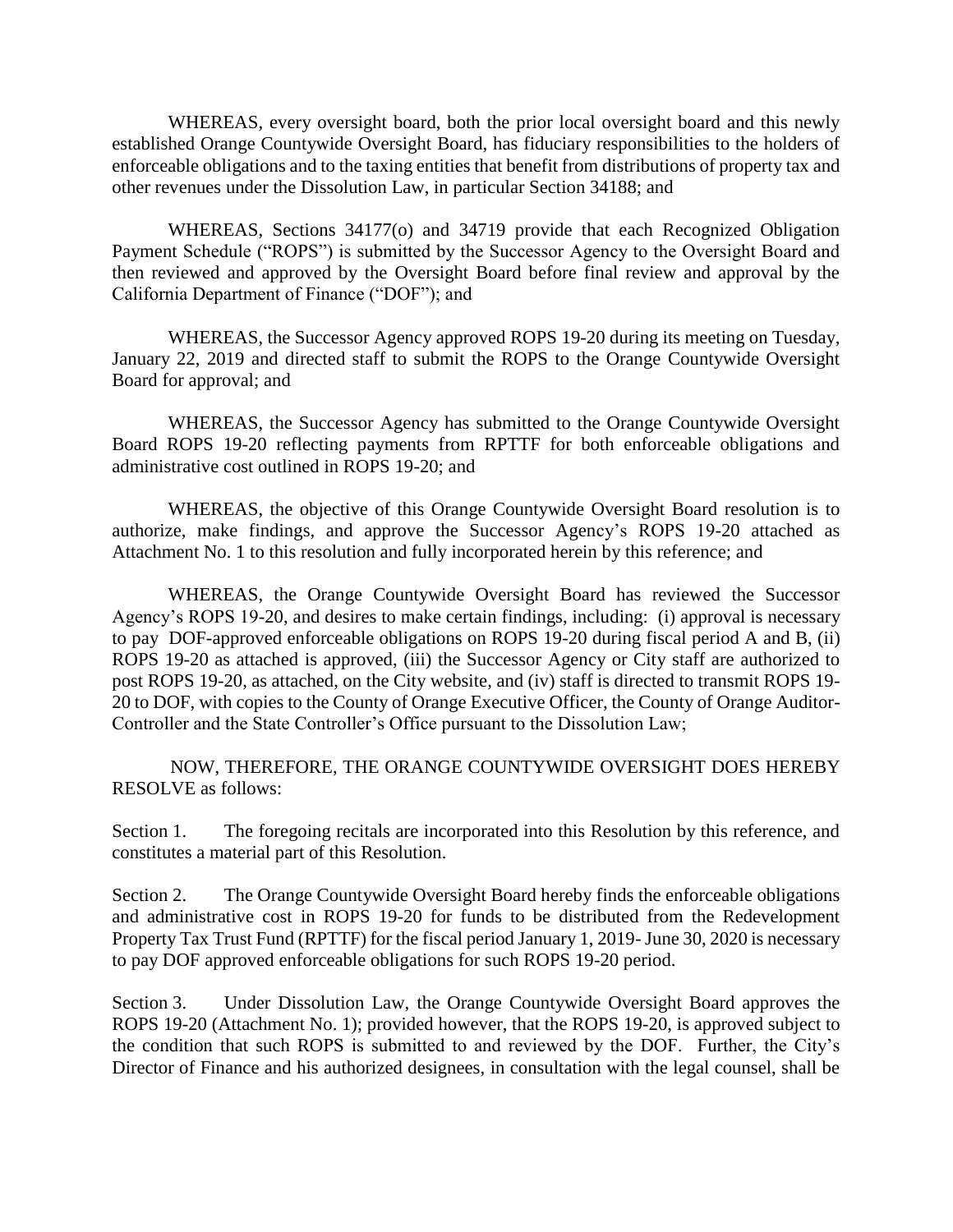WHEREAS, every oversight board, both the prior local oversight board and this newly established Orange Countywide Oversight Board, has fiduciary responsibilities to the holders of enforceable obligations and to the taxing entities that benefit from distributions of property tax and other revenues under the Dissolution Law, in particular Section 34188; and

WHEREAS, Sections 34177(o) and 34719 provide that each Recognized Obligation Payment Schedule ("ROPS") is submitted by the Successor Agency to the Oversight Board and then reviewed and approved by the Oversight Board before final review and approval by the California Department of Finance ("DOF"); and

WHEREAS, the Successor Agency approved ROPS 19-20 during its meeting on Tuesday, January 22, 2019 and directed staff to submit the ROPS to the Orange Countywide Oversight Board for approval; and

WHEREAS, the Successor Agency has submitted to the Orange Countywide Oversight Board ROPS 19-20 reflecting payments from RPTTF for both enforceable obligations and administrative cost outlined in ROPS 19-20; and

WHEREAS, the objective of this Orange Countywide Oversight Board resolution is to authorize, make findings, and approve the Successor Agency's ROPS 19-20 attached as Attachment No. 1 to this resolution and fully incorporated herein by this reference; and

WHEREAS, the Orange Countywide Oversight Board has reviewed the Successor Agency's ROPS 19-20, and desires to make certain findings, including: (i) approval is necessary to pay DOF-approved enforceable obligations on ROPS 19-20 during fiscal period A and B, (ii) ROPS 19-20 as attached is approved, (iii) the Successor Agency or City staff are authorized to post ROPS 19-20, as attached, on the City website, and (iv) staff is directed to transmit ROPS 19-20 to DOF, with copies to the County of Orange Executive Officer, the County of Orange Auditor-Controller and the State Controller's Office pursuant to the Dissolution Law;

NOW, THEREFORE, THE ORANGE COUNTYWIDE OVERSIGHT DOES HEREBY RESOLVE as follows:

Section 1. The foregoing recitals are incorporated into this Resolution by this reference, and constitutes a material part of this Resolution.

Section 2. The Orange Countywide Oversight Board hereby finds the enforceable obligations and administrative cost in ROPS 19-20 for funds to be distributed from the Redevelopment Property Tax Trust Fund (RPTTF) for the fiscal period January 1, 2019- June 30, 2020 is necessary to pay DOF approved enforceable obligations for such ROPS 19-20 period.

Section 3. Under Dissolution Law, the Orange Countywide Oversight Board approves the ROPS 19-20 (Attachment No. 1); provided however, that the ROPS 19-20, is approved subject to the condition that such ROPS is submitted to and reviewed by the DOF. Further, the City's Director of Finance and his authorized designees, in consultation with the legal counsel, shall be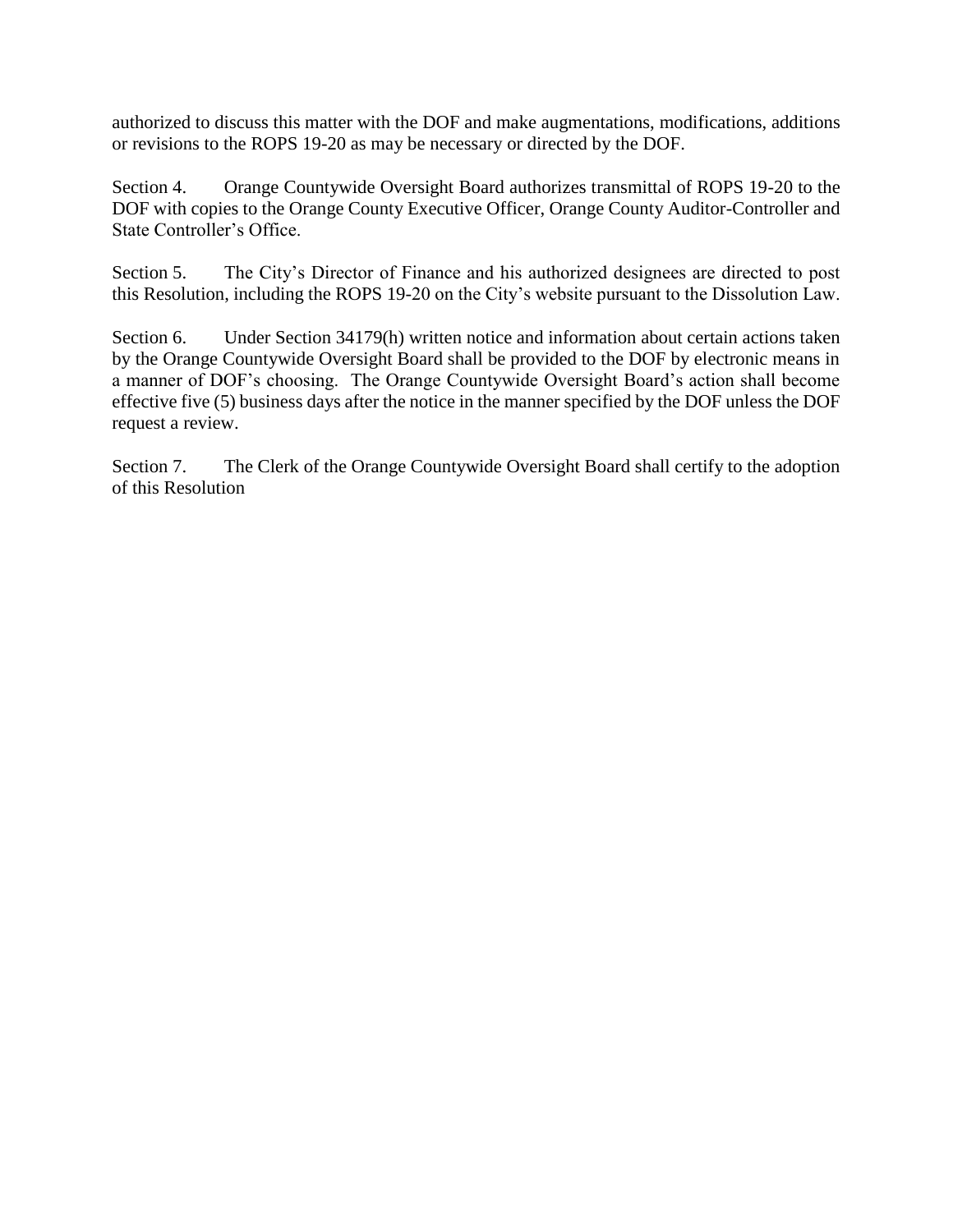authorized to discuss this matter with the DOF and make augmentations, modifications, additions or revisions to the ROPS 19-20 as may be necessary or directed by the DOF.

Section 4. Orange Countywide Oversight Board authorizes transmittal of ROPS 19-20 to the DOF with copies to the Orange County Executive Officer, Orange County Auditor-Controller and State Controller's Office.

Section 5. The City's Director of Finance and his authorized designees are directed to post this Resolution, including the ROPS 19-20 on the City's website pursuant to the Dissolution Law.

Section 6. Under Section 34179(h) written notice and information about certain actions taken by the Orange Countywide Oversight Board shall be provided to the DOF by electronic means in a manner of DOF's choosing. The Orange Countywide Oversight Board's action shall become effective five (5) business days after the notice in the manner specified by the DOF unless the DOF request a review.

Section 7. The Clerk of the Orange Countywide Oversight Board shall certify to the adoption of this Resolution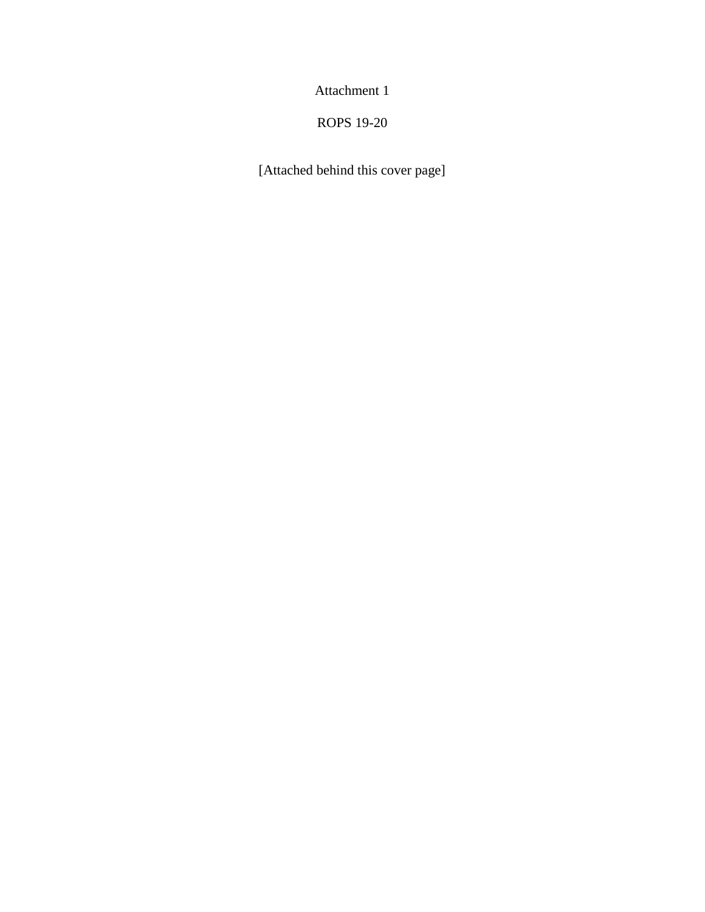Attachment 1

ROPS 19-20

[Attached behind this cover page]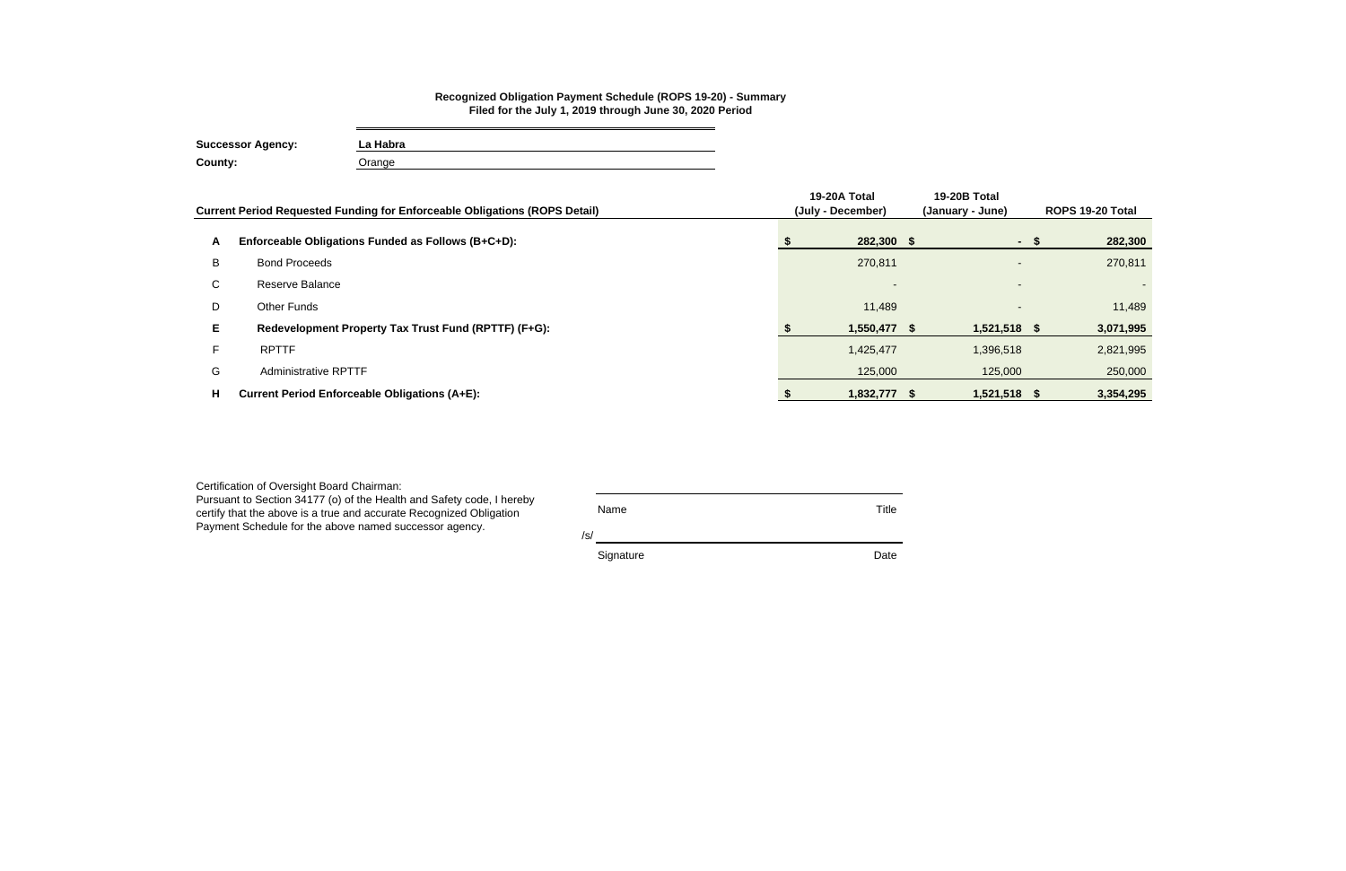**Recognized Obligation Payment Schedule (ROPS 19-20) - Summary**
**Filed for the July 1, 2019 through June 30, 2020 Period**

**Successor Agency:** **La Habra**
**County:** Orange

| | Current Period Requested Funding for Enforceable Obligations (ROPS Detail) | 19-20A Total (July - December) | 19-20B Total (January - June) | ROPS 19-20 Total |
|---|---|---|---|---|
| **A** | **Enforceable Obligations Funded as Follows (B+C+D):** | **$ 282,300** | **$ -** | **$ 282,300** |
| B | Bond Proceeds | 270,811 | - | 270,811 |
| C | Reserve Balance | - | - | - |
| D | Other Funds | 11,489 | - | 11,489 |
| **E** | **Redevelopment Property Tax Trust Fund (RPTTF) (F+G):** | **$ 1,550,477** | **$ 1,521,518** | **$ 3,071,995** |
| F | RPTTF | 1,425,477 | 1,396,518 | 2,821,995 |
| G | Administrative RPTTF | 125,000 | 125,000 | 250,000 |
| **H** | **Current Period Enforceable Obligations (A+E):** | **$ 1,832,777** | **$ 1,521,518** | **$ 3,354,295** |

Certification of Oversight Board Chairman:
Pursuant to Section 34177 (o) of the Health and Safety code, I hereby certify that the above is a true and accurate Recognized Obligation Payment Schedule for the above named successor agency.

Name Title

/s/

Signature Date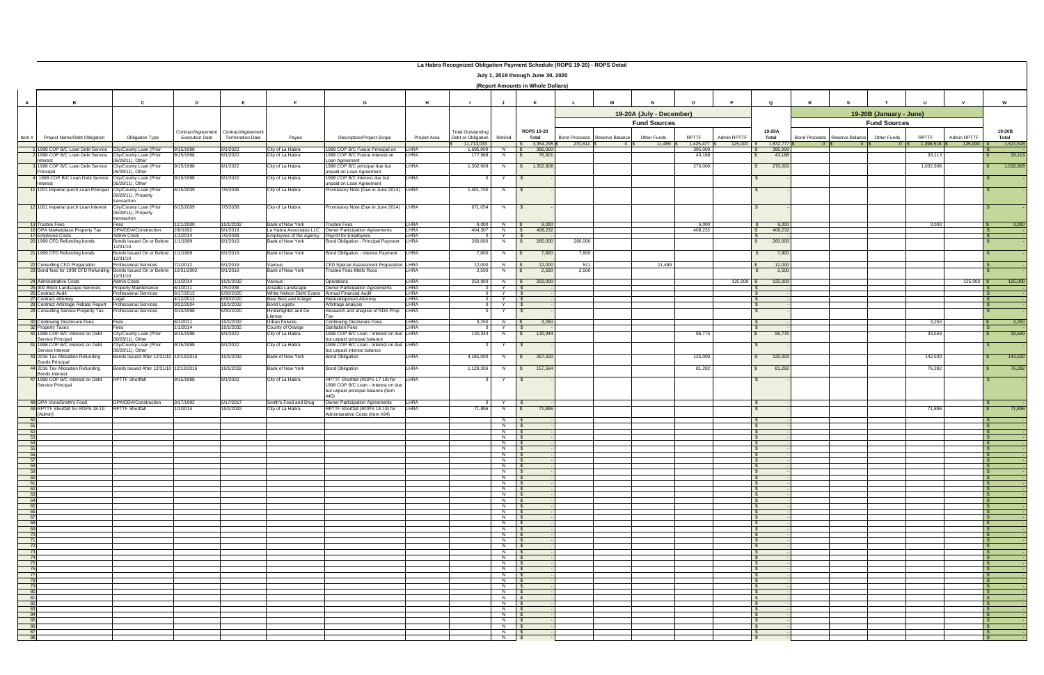# La Habra Recognized Obligation Payment Schedule (ROPS 19-20) - ROPS Detail

## July 1, 2019 through June 30, 2020

### (Report Amounts in Whole Dollars)

| A | B | C | D | E | F | G | H | I | J | K | L | M | N | O | P | Q | R | S | T | U | V | W |
|---|---|---|---|---|---|---|---|---|---|---|---|---|---|---|---|---|---|---|---|---|---|---|
| | | | | | | | | | | | 19-20A (July - December) | | | | | | 19-20B (January - June) | | | | | |
| | | | | | | | | | | | Fund Sources | | | | | | Fund Sources | | | | | |
| Item # | Project Name/Debt Obligation | Obligation Type | Contract/Agreement Execution Date | Contract/Agreement Termination Date | Payee | Description/Project Scope | Project Area | Total Outstanding Debt or Obligation | Retired | ROPS 19-20 Total | Bond Proceeds | Reserve Balance | Other Funds | RPTTF | Admin RPTTF | 19-20A Total | Bond Proceeds | Reserve Balance | Other Funds | RPTTF | Admin RPTTF | 19-20B Total |
| | | | | | | | | $ 11,713,033 | | $ 3,354,295 | $ 270,811 | $ 0 | $ 11,489 | $ 1,425,477 | $ 125,000 | $ 1,832,777 | $ 0 | $ 0 | $ 0 | $ 1,396,518 | $ 125,000 | $ 1,521,518 |
| 1 | 1998 COP B/C Loan Debt Service | City/County Loan (Prior 06/28/11), Other | 9/15/1998 | 9/1/2022 | City of La Habra | 1998 COP B/C Future Principal on | LHRA | 1,695,000 | N | $ 395,000 | | | | 395,000 | | $ 395,000 | | | | | | $ - |
| 2 | 1998 COP B/C Loan Debt Service Interest | City/County Loan (Prior 06/28/11), Other | 9/15/1998 | 9/1/2022 | City of La Habra | 1998 COP B/C Future Interest on Loan Agreement | LHRA | 177,968 | N | $ 76,301 | | | | 43,188 | | $ 43,188 | | | | 33,113 | | $ 33,113 |
| 3 | 1998 COP B/C Loan Debt Service Principal | City/County Loan (Prior 06/28/11), Other | 9/15/1998 | 9/1/2022 | City of La Habra | 1998 COP B/C principal due but unpaid on Loan Agreement | LHRA | 1,302,908 | N | $ 1,302,908 | | | | 270,000 | | $ 270,000 | | | | 1,032,908 | | $ 1,032,908 |
| 4 | 1998 COP B/C Loan Debt Service Interest | City/County Loan (Prior 06/28/11), Other | 9/15/1998 | 9/1/2022 | City of La Habra | 1998 COP B/C interest due but unpaid on Loan Agreement | LHRA | 0 | Y | $ - | | | | | | $ - | | | | | | $ - |
| 11 | 1001 Imperial purch Loan Principal | City/County Loan (Prior 06/28/11), Property transaction | 6/15/2009 | 7/5/2038 | City of La Habra | Promissory Note (Due in June 2014) | LHRA | 1,401,700 | N | $ - | | | | | | $ - | | | | | | $ - |
| 12 | 1001 Imperial purch Loan Interest | City/County Loan (Prior 06/28/11), Property transaction | 6/15/2009 | 7/5/2038 | City of La Habra | Promissory Note (Due in June 2014) | LHRA | 671,054 | N | $ - | | | | | | $ - | | | | | | $ - |
| 13 | Trustee Fees | Fees | 11/1/2000 | 10/1/2032 | Bank of New York | Trustee Fees | LHRA | 9,000 | N | $ 9,000 | | | | 6,000 | | $ 6,000 | | | | 3,000 | | $ 3,000 |
| 16 | OPA Marketplace Property Tax | OPA/DDA/Construction | 2/8/1992 | 9/1/2019 | La Habra Associates LLC | Owner Participation Agreements | LHRA | 404,307 | N | $ 408,232 | | | | 408,232 | | $ 408,232 | | | | | | $ - |
| 17 | Employee Costs | Admin Costs | 1/1/2014 | 7/5/2038 | Employees of the Agency | Payroll for Employees | LHRA | 0 | Y | $ - | | | | | | $ - | | | | | | $ - |
| 20 | 1999 CFD Refunding bonds | Bonds Issued On or Before 12/31/10 | 1/1/1999 | 9/1/2019 | Bank of New York | Bond Obligation - Principal Payment | LHRA | 260,000 | N | $ 260,000 | 260,000 | | | | | $ 260,000 | | | | | | $ - |
| 21 | 1999 CFD Refunding bonds | Bonds Issued On or Before 12/31/10 | 1/1/1999 | 9/1/2019 | Bank of New York | Bond Obligation - Interest Payment | LHRA | 7,800 | N | $ 7,800 | 7,800 | | | | | $ 7,800 | | | | | | $ - |
| 22 | Consulting CFD Preparation | Professional Services | 7/1/2012 | 9/1/2019 | Various | CFD Special Assessment Preparation | LHRA | 12,000 | N | $ 12,000 | 511 | | 11,489 | | | $ 12,000 | | | | | | $ - |
| 23 | Bond fees for 1999 CFD Refunding | Bonds Issued On or Before 12/31/10 | 10/31/2002 | 9/1/2019 | Bank of New York | Trustee Fees-Mello Roos | LHRA | 2,500 | N | $ 2,500 | 2,500 | | | | | $ 2,500 | | | | | | $ - |
| 24 | Administrative Costs | Admin Costs | 1/1/2014 | 10/1/2032 | Various | Operations | LHRA | 250,000 | N | $ 250,000 | | | | | 125,000 | $ 125,000 | | | | | 125,000 | $ 125,000 |
| 25 | 900 Block Landscape Services | Property Maintenance | 6/1/2011 | 7/5/2038 | Arcadia Landscape | Owner Participation Agreements | LHRA | 0 | Y | $ - | | | | | | $ - | | | | | | $ - |
| 26 | Contract Audit | Professional Services | 6/17/2013 | 6/30/2020 | White Nelson Diehl Evans | Annual Financial Audit | LHRA | 0 | Y | $ - | | | | | | $ - | | | | | | $ - |
| 27 | Contract Attorney | Legal | 4/12/2012 | 6/30/2020 | Best Best and Krieger | Redevelopment Attorney | LHRA | 0 | Y | $ - | | | | | | $ - | | | | | | $ - |
| 28 | Contract Arbitrage Rebate Report | Professional Services | 9/22/2004 | 10/1/2032 | Bond Logistix | Arbitrage analysis | LHRA | 0 | Y | $ - | | | | | | $ - | | | | | | $ - |
| 29 | Consulting Service Property Tax | Professional Services | 3/10/1998 | 6/30/2020 | Hinderliter and De Llamas | Research and anaylsis of RDA Prop Tax | LHRA | 0 | Y | $ - | | | | | | $ - | | | | | | $ - |
| 30 | Continuing Disclosure Fees | Fees | 6/1/2011 | 10/1/2032 | Urban Futures | Continuing Disclosure Fees | LHRA | 3,250 | N | $ 3,250 | | | | | | $ - | | | | 3,250 | | $ 3,250 |
| 32 | Property Taxes | Fees | 1/1/2014 | 10/1/2032 | County of Orange | Sanitation Fees | LHRA | 0 | Y | $ - | | | | | | $ - | | | | | | $ - |
| 40 | 1998 COP B/C Interest on Debt Service Principal | City/County Loan (Prior 06/28/11), Other | 9/15/1998 | 9/1/2022 | City of La Habra | 1998 COP B/C Loan - Interest on due but unpaid principal balance | LHRA | 130,344 | N | $ 130,344 | | | | 96,775 | | $ 96,775 | | | | 33,569 | | $ 33,569 |
| 41 | 1998 COP B/C Interest on Debt Service Interest | City/County Loan (Prior 06/28/11), Other | 9/15/1998 | 9/1/2022 | City of La Habra | 1998 COP B/C Loan - Interest on due but unpaid interest balance | LHRA | 0 | Y | $ - | | | | | | $ - | | | | | | $ - |
| 43 | 2016 Tax Allocation Refunding Bonds Principal | Bonds Issued After 12/31/10 | 12/13/2016 | 10/1/2032 | Bank of New York | Bond Obligation | LHRA | 4,185,000 | N | $ 267,500 | | | | 125,000 | | $ 125,000 | | | | 142,500 | | $ 142,500 |
| 44 | 2016 Tax Allocation Refunding Bonds Interest | Bonds Issued After 12/31/10 | 12/13/2016 | 10/1/2032 | Bank of New York | Bond Obligation | LHRA | 1,128,306 | N | $ 157,564 | | | | 81,282 | | $ 81,282 | | | | 76,282 | | $ 76,282 |
| 47 | 1998 COP B/C Interest on Debt Service Principal | RPTTF Shortfall | 9/15/1998 | 9/1/2022 | City of La Habra | RPTTF Shortfall (ROPS 17-18) for 1998 COP B/C Loan - Interest on due but unpaid principal balance (Item #40) | LHRA | 0 | Y | $ - | | | | | | $ - | | | | | | $ - |
| 48 | OPA Vons/Smith's Food | OPA/DDA/Construction | 3/17/1992 | 5/17/2017 | Smith's Food and Drug | Owner Participation Agreements | LHRA | 0 | Y | $ - | | | | | | $ - | | | | | | $ - |
| 49 | RPTTF Shortfall for ROPS 18-19 (Admin) | RPTTF Shortfall | 1/1/2014 | 10/1/2032 | City of La Habra | RPTTF Shortfall (ROPS 18-19) for Administrative Costs (Item #24) | LHRA | 71,896 | N | $ 71,896 | | | | | | $ - | | | | 71,896 | | $ 71,896 |
| 50 | | | | | | | | | N | $ - | | | | | | $ - | | | | | | $ - |
| 51 | | | | | | | | | N | $ - | | | | | | $ - | | | | | | $ - |
| 52 | | | | | | | | | N | $ - | | | | | | $ - | | | | | | $ - |
| 53 | | | | | | | | | N | $ - | | | | | | $ - | | | | | | $ - |
| 54 | | | | | | | | | N | $ - | | | | | | $ - | | | | | | $ - |
| 55 | | | | | | | | | N | $ - | | | | | | $ - | | | | | | $ - |
| 56 | | | | | | | | | N | $ - | | | | | | $ - | | | | | | $ - |
| 57 | | | | | | | | | N | $ - | | | | | | $ - | | | | | | $ - |
| 58 | | | | | | | | | N | $ - | | | | | | $ - | | | | | | $ - |
| 59 | | | | | | | | | N | $ - | | | | | | $ - | | | | | | $ - |
| 60 | | | | | | | | | N | $ - | | | | | | $ - | | | | | | $ - |
| 61 | | | | | | | | | N | $ - | | | | | | $ - | | | | | | $ - |
| 62 | | | | | | | | | N | $ - | | | | | | $ - | | | | | | $ - |
| 63 | | | | | | | | | N | $ - | | | | | | $ - | | | | | | $ - |
| 64 | | | | | | | | | N | $ - | | | | | | $ - | | | | | | $ - |
| 65 | | | | | | | | | N | $ - | | | | | | $ - | | | | | | $ - |
| 66 | | | | | | | | | N | $ - | | | | | | $ - | | | | | | $ - |
| 67 | | | | | | | | | N | $ - | | | | | | $ - | | | | | | $ - |
| 68 | | | | | | | | | N | $ - | | | | | | $ - | | | | | | $ - |
| 69 | | | | | | | | | N | $ - | | | | | | $ - | | | | | | $ - |
| 70 | | | | | | | | | N | $ - | | | | | | $ - | | | | | | $ - |
| 71 | | | | | | | | | N | $ - | | | | | | $ - | | | | | | $ - |
| 72 | | | | | | | | | N | $ - | | | | | | $ - | | | | | | $ - |
| 73 | | | | | | | | | N | $ - | | | | | | $ - | | | | | | $ - |
| 74 | | | | | | | | | N | $ - | | | | | | $ - | | | | | | $ - |
| 75 | | | | | | | | | N | $ - | | | | | | $ - | | | | | | $ - |
| 76 | | | | | | | | | N | $ - | | | | | | $ - | | | | | | $ - |
| 77 | | | | | | | | | N | $ - | | | | | | $ - | | | | | | $ - |
| 78 | | | | | | | | | N | $ - | | | | | | $ - | | | | | | $ - |
| 79 | | | | | | | | | N | $ - | | | | | | $ - | | | | | | $ - |
| 80 | | | | | | | | | N | $ - | | | | | | $ - | | | | | | $ - |
| 81 | | | | | | | | | N | $ - | | | | | | $ - | | | | | | $ - |
| 82 | | | | | | | | | N | $ - | | | | | | $ - | | | | | | $ - |
| 83 | | | | | | | | | N | $ - | | | | | | $ - | | | | | | $ - |
| 84 | | | | | | | | | N | $ - | | | | | | $ - | | | | | | $ - |
| 85 | | | | | | | | | N | $ - | | | | | | $ - | | | | | | $ - |
| 86 | | | | | | | | | N | $ - | | | | | | $ - | | | | | | $ - |
| 87 | | | | | | | | | N | $ - | | | | | | $ - | | | | | | $ - |
| 88 | | | | | | | | | N | $ - | | | | | | $ - | | | | | | $ - |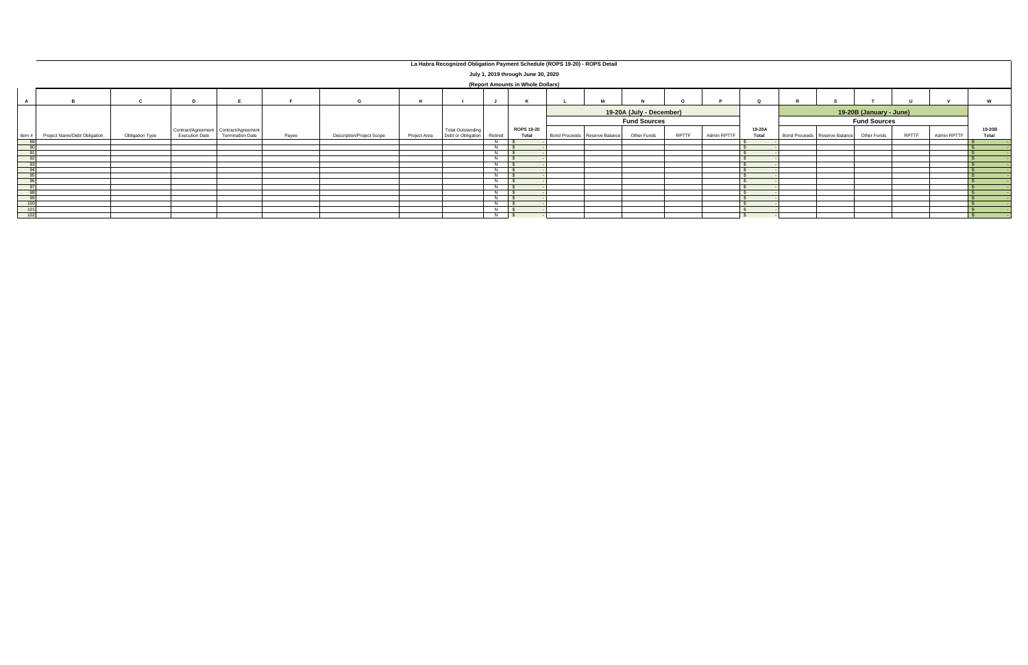**La Habra Recognized Obligation Payment Schedule (ROPS 19-20) - ROPS Detail**

**July 1, 2019 through June 30, 2020**

**(Report Amounts in Whole Dollars)**

| A | B | C | D | E | F | G | H | I | J | K | L | M | N | O | P | Q | R | S | T | U | V | W |
|---|---|---|---|---|---|---|---|---|---|---|---|---|---|---|---|---|---|---|---|---|---|---|
| | | | | | | | | | | | 19-20A (July - December) | | | | | | 19-20B (January - June) | | | | | |
| | | | | | | | | | | | Fund Sources | | | | | | Fund Sources | | | | | |
| Item # | Project Name/Debt Obligation | Obligation Type | Contract/Agreement Execution Date | Contract/Agreement Termination Date | Payee | Description/Project Scope | Project Area | Total Outstanding Debt or Obligation | Retired | ROPS 19-20 Total | Bond Proceeds | Reserve Balance | Other Funds | RPTTF | Admin RPTTF | 19-20A Total | Bond Proceeds | Reserve Balance | Other Funds | RPTTF | Admin RPTTF | 19-20B Total |
| 89 | | | | | | | | | N | $ - | | | | | | $ - | | | | | | $ - |
| 90 | | | | | | | | | N | $ - | | | | | | $ - | | | | | | $ - |
| 91 | | | | | | | | | N | $ - | | | | | | $ - | | | | | | $ - |
| 92 | | | | | | | | | N | $ - | | | | | | $ - | | | | | | $ - |
| 93 | | | | | | | | | N | $ - | | | | | | $ - | | | | | | $ - |
| 94 | | | | | | | | | N | $ - | | | | | | $ - | | | | | | $ - |
| 95 | | | | | | | | | N | $ - | | | | | | $ - | | | | | | $ - |
| 96 | | | | | | | | | N | $ - | | | | | | $ - | | | | | | $ - |
| 97 | | | | | | | | | N | $ - | | | | | | $ - | | | | | | $ - |
| 98 | | | | | | | | | N | $ - | | | | | | $ - | | | | | | $ - |
| 99 | | | | | | | | | N | $ - | | | | | | $ - | | | | | | $ - |
| 100 | | | | | | | | | N | $ - | | | | | | $ - | | | | | | $ - |
| 101 | | | | | | | | | N | $ - | | | | | | $ - | | | | | | $ - |
| 102 | | | | | | | | | N | $ - | | | | | | $ - | | | | | | $ - |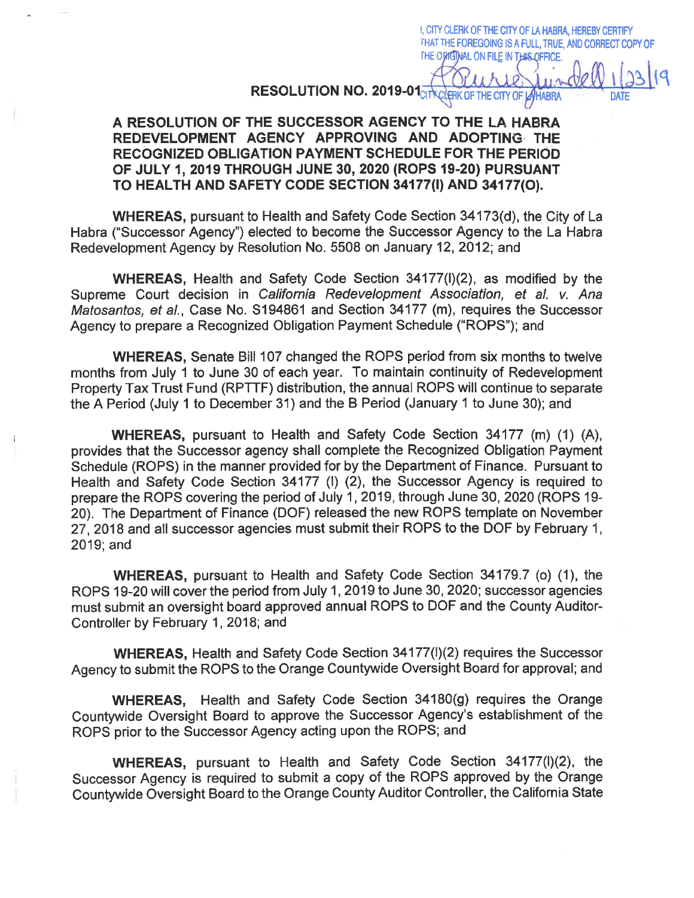I, CITY CLERK OF THE CITY OF LA HABRA, HEREBY CERTIFY THAT THE FOREGOING IS A FULL, TRUE, AND CORRECT COPY OF THE ORIGINAL ON FILE IN THIS OFFICE.

CITY CLERK OF THE CITY OF LA HABRA 1/23/19 DATE

**RESOLUTION NO. 2019-01**

**A RESOLUTION OF THE SUCCESSOR AGENCY TO THE LA HABRA REDEVELOPMENT AGENCY APPROVING AND ADOPTING THE RECOGNIZED OBLIGATION PAYMENT SCHEDULE FOR THE PERIOD OF JULY 1, 2019 THROUGH JUNE 30, 2020 (ROPS 19-20) PURSUANT TO HEALTH AND SAFETY CODE SECTION 34177(I) AND 34177(O).**

**WHEREAS,** pursuant to Health and Safety Code Section 34173(d), the City of La Habra ("Successor Agency") elected to become the Successor Agency to the La Habra Redevelopment Agency by Resolution No. 5508 on January 12, 2012; and

**WHEREAS,** Health and Safety Code Section 34177(l)(2), as modified by the Supreme Court decision in *California Redevelopment Association, et al. v. Ana Matosantos, et al.*, Case No. S194861 and Section 34177 (m), requires the Successor Agency to prepare a Recognized Obligation Payment Schedule ("ROPS"); and

**WHEREAS,** Senate Bill 107 changed the ROPS period from six months to twelve months from July 1 to June 30 of each year. To maintain continuity of Redevelopment Property Tax Trust Fund (RPTTF) distribution, the annual ROPS will continue to separate the A Period (July 1 to December 31) and the B Period (January 1 to June 30); and

**WHEREAS,** pursuant to Health and Safety Code Section 34177 (m) (1) (A), provides that the Successor agency shall complete the Recognized Obligation Payment Schedule (ROPS) in the manner provided for by the Department of Finance. Pursuant to Health and Safety Code Section 34177 (l) (2), the Successor Agency is required to prepare the ROPS covering the period of July 1, 2019, through June 30, 2020 (ROPS 19-20). The Department of Finance (DOF) released the new ROPS template on November 27, 2018 and all successor agencies must submit their ROPS to the DOF by February 1, 2019; and

**WHEREAS,** pursuant to Health and Safety Code Section 34179.7 (o) (1), the ROPS 19-20 will cover the period from July 1, 2019 to June 30, 2020; successor agencies must submit an oversight board approved annual ROPS to DOF and the County Auditor-Controller by February 1, 2018; and

**WHEREAS,** Health and Safety Code Section 34177(l)(2) requires the Successor Agency to submit the ROPS to the Orange Countywide Oversight Board for approval; and

**WHEREAS,** Health and Safety Code Section 34180(g) requires the Orange Countywide Oversight Board to approve the Successor Agency's establishment of the ROPS prior to the Successor Agency acting upon the ROPS; and

**WHEREAS,** pursuant to Health and Safety Code Section 34177(l)(2), the Successor Agency is required to submit a copy of the ROPS approved by the Orange Countywide Oversight Board to the Orange County Auditor Controller, the California State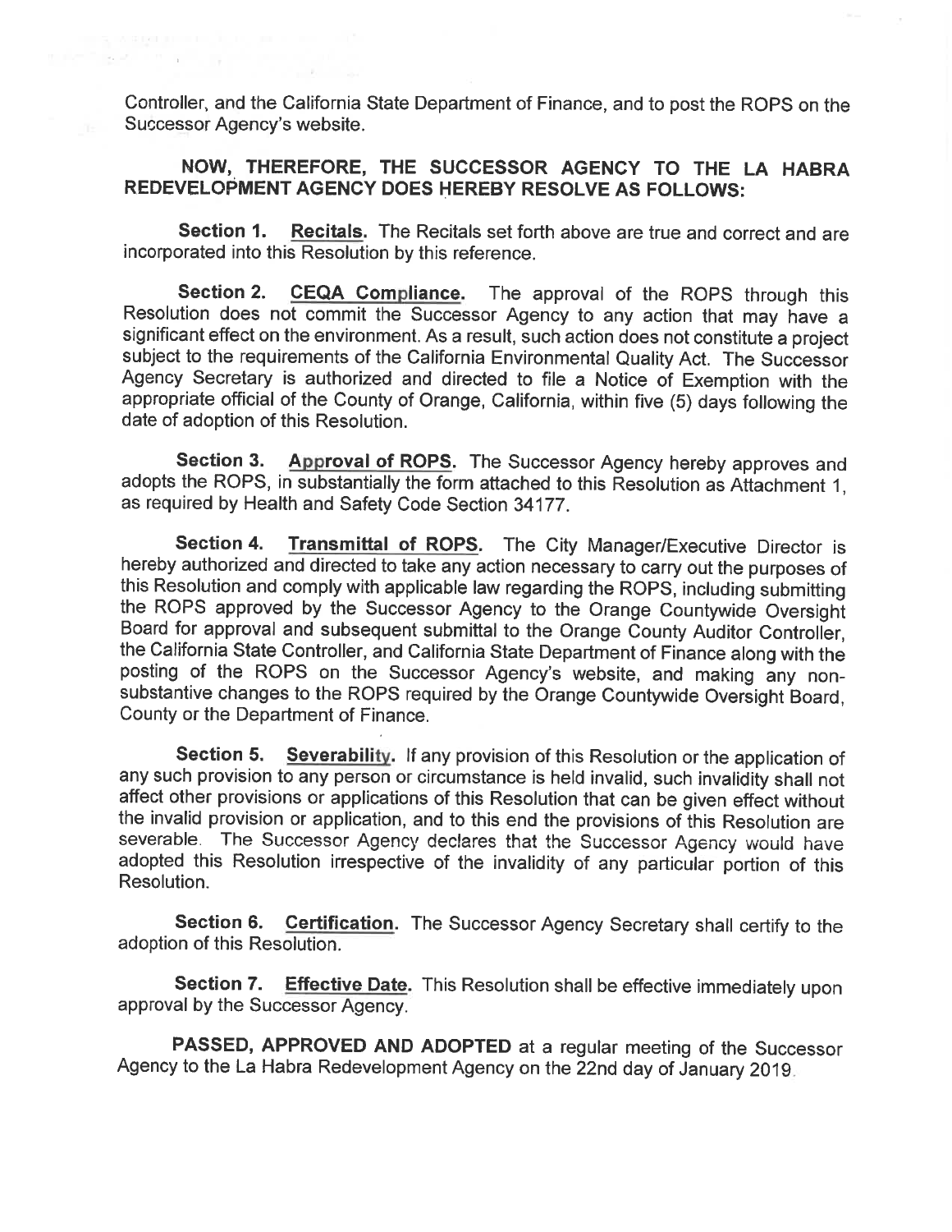Controller, and the California State Department of Finance, and to post the ROPS on the Successor Agency's website.

**NOW, THEREFORE, THE SUCCESSOR AGENCY TO THE LA HABRA REDEVELOPMENT AGENCY DOES HEREBY RESOLVE AS FOLLOWS:**

**Section 1. Recitals.** The Recitals set forth above are true and correct and are incorporated into this Resolution by this reference.

**Section 2. CEQA Compliance.** The approval of the ROPS through this Resolution does not commit the Successor Agency to any action that may have a significant effect on the environment. As a result, such action does not constitute a project subject to the requirements of the California Environmental Quality Act. The Successor Agency Secretary is authorized and directed to file a Notice of Exemption with the appropriate official of the County of Orange, California, within five (5) days following the date of adoption of this Resolution.

**Section 3. Approval of ROPS.** The Successor Agency hereby approves and adopts the ROPS, in substantially the form attached to this Resolution as Attachment 1, as required by Health and Safety Code Section 34177.

**Section 4. Transmittal of ROPS.** The City Manager/Executive Director is hereby authorized and directed to take any action necessary to carry out the purposes of this Resolution and comply with applicable law regarding the ROPS, including submitting the ROPS approved by the Successor Agency to the Orange Countywide Oversight Board for approval and subsequent submittal to the Orange County Auditor Controller, the California State Controller, and California State Department of Finance along with the posting of the ROPS on the Successor Agency's website, and making any non-substantive changes to the ROPS required by the Orange Countywide Oversight Board, County or the Department of Finance.

**Section 5. Severability.** If any provision of this Resolution or the application of any such provision to any person or circumstance is held invalid, such invalidity shall not affect other provisions or applications of this Resolution that can be given effect without the invalid provision or application, and to this end the provisions of this Resolution are severable. The Successor Agency declares that the Successor Agency would have adopted this Resolution irrespective of the invalidity of any particular portion of this Resolution.

**Section 6. Certification.** The Successor Agency Secretary shall certify to the adoption of this Resolution.

**Section 7. Effective Date.** This Resolution shall be effective immediately upon approval by the Successor Agency.

**PASSED, APPROVED AND ADOPTED** at a regular meeting of the Successor Agency to the La Habra Redevelopment Agency on the 22nd day of January 2019.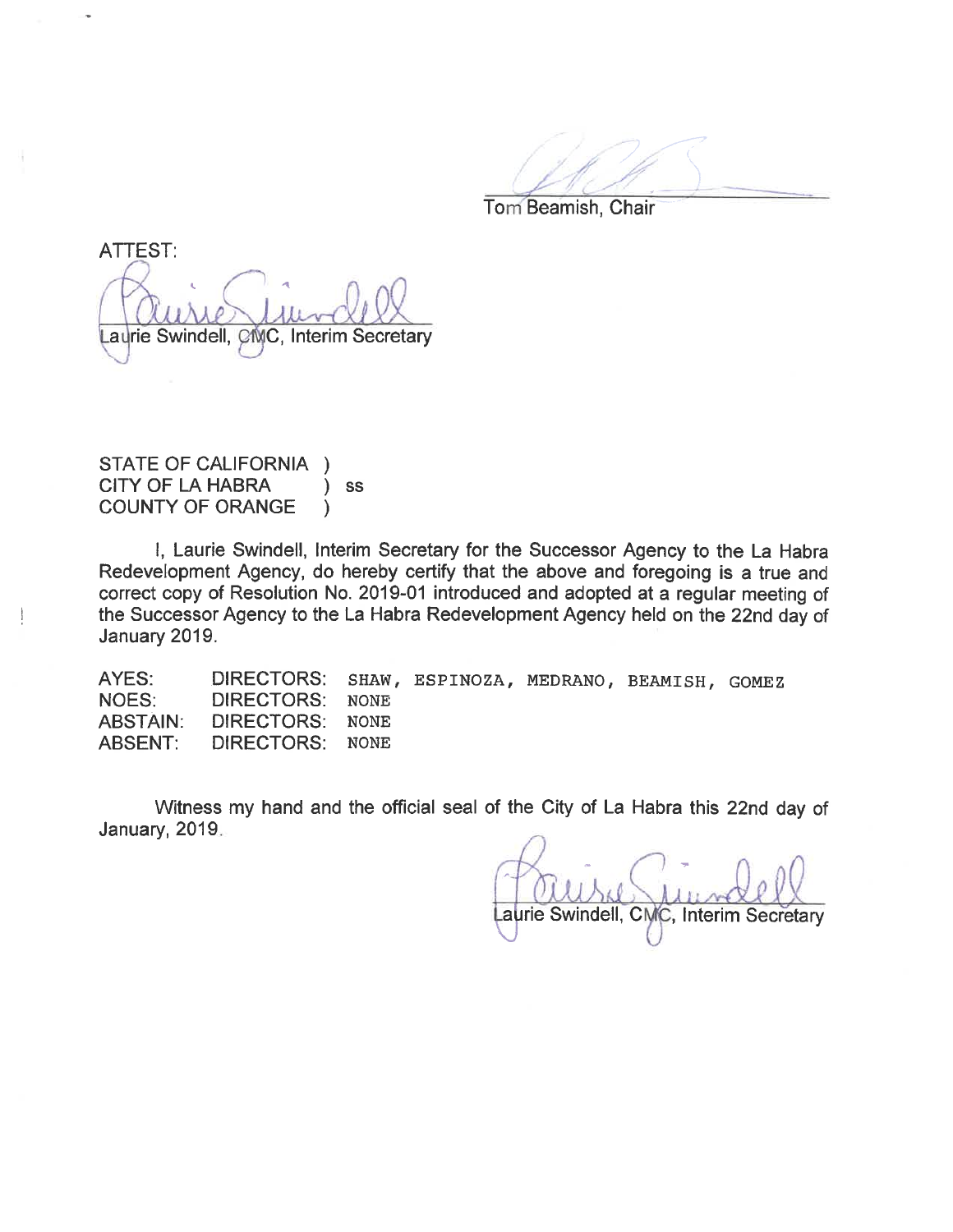Tom Beamish, Chair

ATTEST:

Laurie Swindell, CMC, Interim Secretary

STATE OF CALIFORNIA )
CITY OF LA HABRA ) ss
COUNTY OF ORANGE )

I, Laurie Swindell, Interim Secretary for the Successor Agency to the La Habra Redevelopment Agency, do hereby certify that the above and foregoing is a true and correct copy of Resolution No. 2019-01 introduced and adopted at a regular meeting of the Successor Agency to the La Habra Redevelopment Agency held on the 22nd day of January 2019.

| | | |
|---|---|---|
| AYES: | DIRECTORS: | SHAW, ESPINOZA, MEDRANO, BEAMISH, GOMEZ |
| NOES: | DIRECTORS: | NONE |
| ABSTAIN: | DIRECTORS: | NONE |
| ABSENT: | DIRECTORS: | NONE |

Witness my hand and the official seal of the City of La Habra this 22nd day of January, 2019.

Laurie Swindell, CMC, Interim Secretary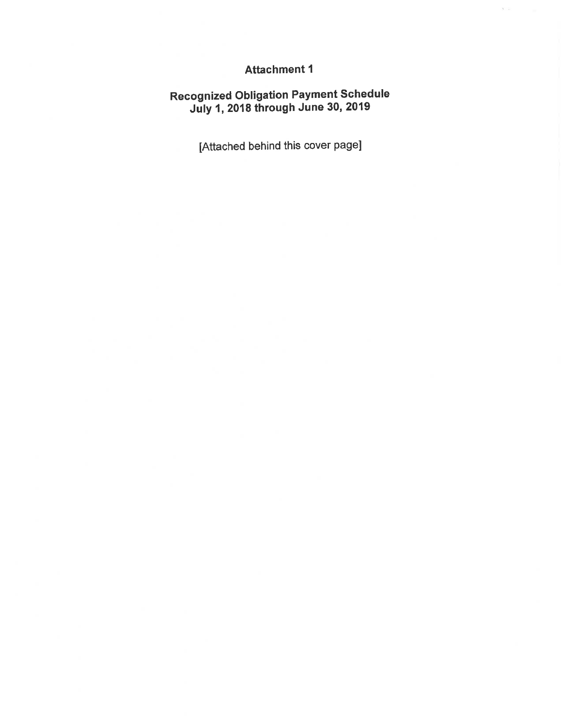# Attachment 1

## Recognized Obligation Payment Schedule
## July 1, 2018 through June 30, 2019

[Attached behind this cover page]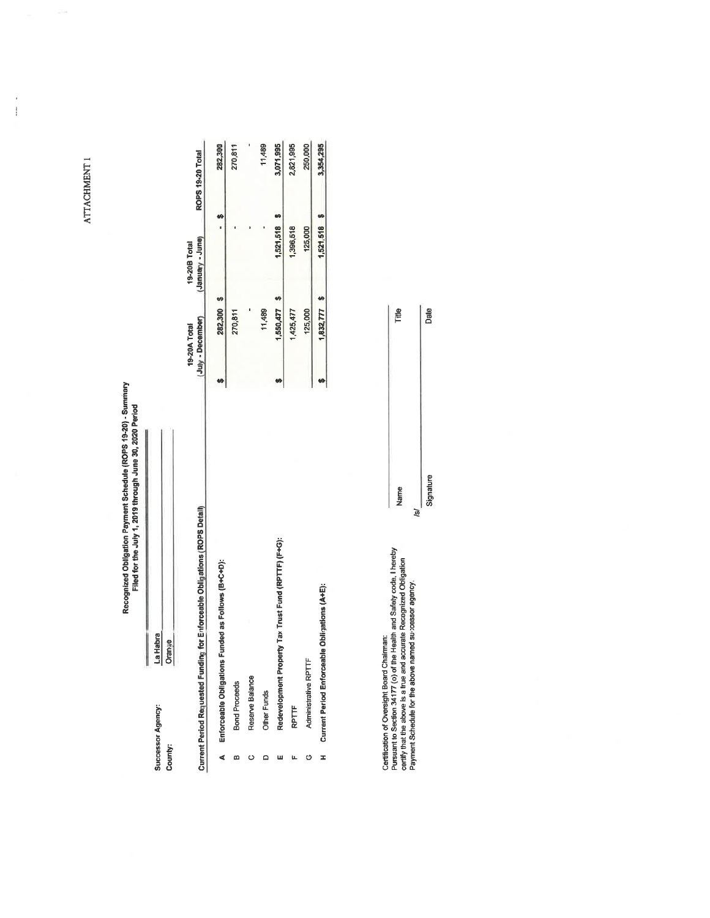ATTACHMENT 1

# Recognized Obligation Payment Schedule (ROPS 19-20) - Summary
## Filed for the July 1, 2019 through June 30, 2020 Period

**Successor Agency:** La Habra

**County:** Orange

| | Current Period Requested Funding for Enforceable Obligations (ROPS Detail) | 19-20A Total (July - December) | 19-20B Total (January - June) | ROPS 19-20 Total |
|---|---|---|---|---|
| A | Enforceable Obligations Funded as Follows (B+C+D): | $ 282,300 | $ - | $ 282,300 |
| B | Bond Proceeds | 270,811 | - | 270,811 |
| C | Reserve Balance | - | - | - |
| D | Other Funds | 11,489 | - | 11,489 |
| E | Redevelopment Property Tax Trust Fund (RPTTF) (F+G): | $ 1,550,477 | $ 1,521,518 | $ 3,071,995 |
| F | RPTTF | 1,425,477 | 1,396,518 | 2,821,995 |
| G | Administrative RPTTF | 125,000 | 125,000 | 250,000 |
| H | Current Period Enforceable Obligations (A+E): | $ 1,832,777 | $ 1,521,518 | $ 3,354,295 |

Certification of Oversight Board Chairman:
Pursuant to Section 34177 (o) of the Health and Safety code, I hereby certify that the above is a true and accurate Recognized Obligation Payment Schedule for the above named successor agency.

| Name | Title |
|---|---|
| /s/ Signature | Date |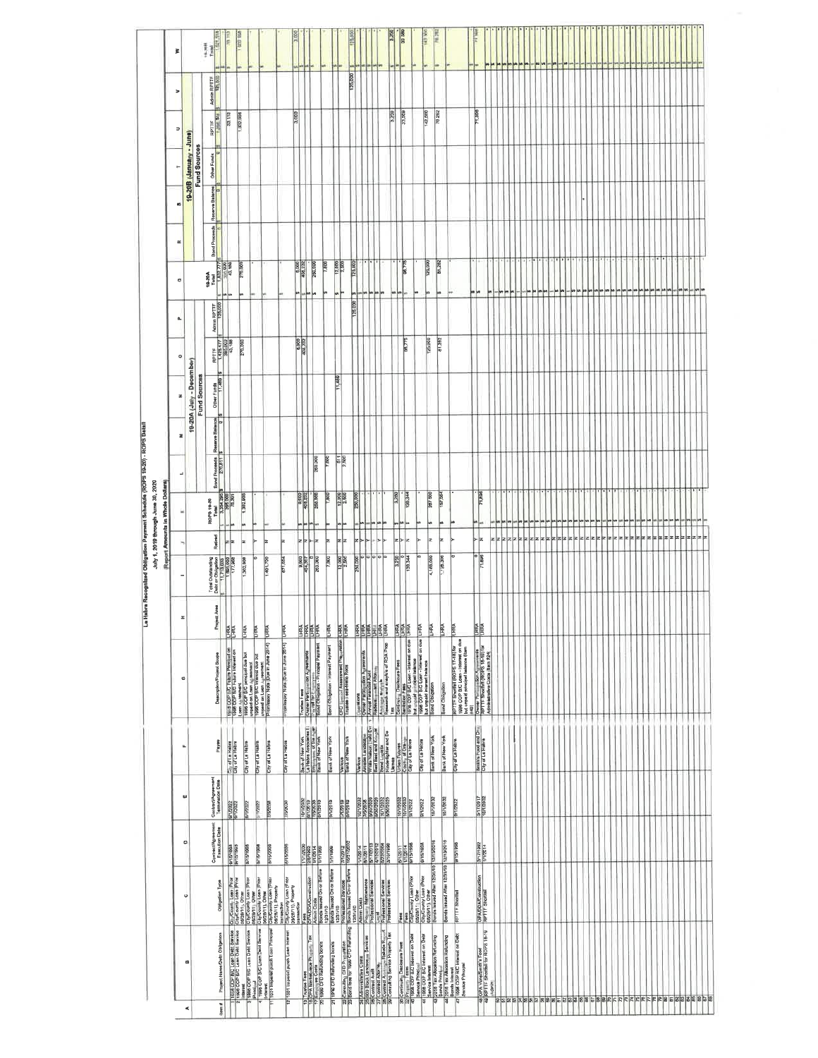# La Habra Recognized Obligation Payment Schedule (ROPS 19-20) - ROPS Detail

July 1, 2019 through June 30, 2020

(Report Amounts in Whole Dollars)

Some values on this page were difficult to read. Several rows, including Item 1 and the totals row, may not be fully accurate.

| A | B | C | D | E | F | G | H | I | J | K | L | M | N | O | P | Q | R | S | T | U | V | W |
|---|---|---|---|---|---|---|---|---|---|---|---|---|---|---|---|---|---|---|---|---|---|---|
| | | | | | | | | | | | 19-20A (July - December) | | | | | | 19-20B (January - June) | | | | | |
| | | | | | | | | | | | Fund Sources | | | | | | Fund Sources | | | | | |
| Item # | Project Name/Debt Obligation | Obligation Type | Contract/Agreement Execution Date | Contract/Agreement Termination Date | Payee | Description/Project Scope | Project Area | Total Outstanding Debt or Obligation | Retired | ROPS 19-20 Total | Bond Proceeds | Reserve Balance | Other Funds | RPTTF | Admin RPTTF | 19-20A Total | Bond Proceeds | Reserve Balance | Other Funds | RPTTF | Admin RPTTF | 19-20B Total |
| | | | | | | | | $ 11,713,033 | | $ 3,354,295 | $ 270,811 | $ 0 | $ 11,489 | $ 1,425,477 | $ 125,000 | $ 1,832,777 | $ 0 | $ 0 | $ 0 | $ 1,396,518 | $ 125,000 | $ 1,521,518 |
| 1 | 1998 COP B/C Loan Debt Service Principal | City/County Loan (Prior 06/28/11), Cash exchange | 9/15/1998 | 9/1/2022 | City of La Habra | 1998 COP B/C Debt Principal on Loan Agreement | LHRA | 1,850,000 | N | $ 395,000 | | | | 395,000 | | $ 395,000 | | | | | | $ - |
| 2 | 1998 COP B/C Loan Debt Service Interest | City/County Loan (Prior 06/28/11), Other | 9/15/1998 | 9/1/2022 | City of La Habra | 1998 COP B/C Loan Interest on Loan Agreement | LHRA | 177,958 | N | $ 76,301 | | | | 43,188 | | $ 43,188 | | | | 33,113 | | $ 33,113 |
| 3 | 1998 COP B/C Loan Debt Service Principal | City/County Loan (Prior 06/28/11), Other | 9/15/1998 | 9/1/2022 | City of La Habra | 1998 COP B/C principal due but unpaid on Loan Agreement | LHRA | 1,362,908 | N | $ 1,362,908 | | | | 270,000 | | $ 270,000 | | | | 1,092,908 | | $ 1,092,908 |
| 4 | 1998 COP B/C Loan Debt Service Interest | City/County Loan (Prior 06/28/11), Other | 9/15/1998 | 9/1/2022 | City of La Habra | 1998 COP B/C interest due but unpaid on Loan Agreement | LHRA | 0 | Y | $ - | | | | | | $ - | | | | | | $ - |
| 11 | 2011 Imperial parcel Loan Principal | City/County Loan (Prior 06/28/11), Property transaction | 6/15/2009 | 7/5/2038 | City of La Habra | Promissory Note (Due in June 2014) | LHRA | 1,491,790 | N | $ - | | | | | | $ - | | | | | | $ - |
| 12 | 2011 Imperial parcel Loan Interest | City/County Loan (Prior 06/28/11), Property transaction | 6/15/2009 | 7/5/2038 | City of La Habra | Promissory Note (Due in June 2014) | LHRA | 677,054 | N | $ - | | | | | | $ - | | | | | | $ - |
| 13 | Trustee Fees | Fees | 11/1/2009 | 10/1/2032 | Bank of New York | Trustee Fees | LHRA | 9,000 | N | $ 9,000 | | | | 6,000 | | $ 6,000 | | | | 3,000 | | $ 3,000 |
| 15 | OPA Maintenance Property Tax | OPA/DDA/Construction | 2/8/1982 | 9/1/2019 | La Habra Associates | Owner Participation Agreements | LHRA | 408,232 | N | $ 408,232 | | | | 408,232 | | $ 408,232 | | | | | | $ - |
| 17 | Employee Costs | Admin Costs | 1/1/2014 | 7/25/2035 | Employees of the Agency | Payroll for Employees | LHRA | 0 | Y | $ - | | | | | | $ - | | | | | | $ - |
| 20 | 1996 CFD Refunding bonds | Bonds Issued On or Before 12/31/10 | 1/1/1996 | 9/1/2019 | Bank of New York | Bond Obligation - Principal Payment | LHRA | 250,000 | N | $ 250,000 | 250,000 | | | | | $ 250,000 | | | | | | $ - |
| 21 | 1996 CFD Refunding bonds | Bonds Issued On or Before 12/31/10 | 1/1/1996 | 9/1/2019 | Bank of New York | Bond Obligation - Interest Payment | LHRA | 7,800 | N | $ 7,800 | 7,800 | | | | | $ 7,800 | | | | | | $ - |
| 22 | Consulting CFD Preparation | Professional Services | 2/1/2012 | 7/1/2019 | Various | CFD Special Assessment Preparation | LHRA | 12,000 | N | $ 12,000 | 511 | | 11,489 | | | $ 12,000 | | | | | | $ - |
| 23 | Bond fees for 1996 CFD Refunding | Bonds Issued On or Before 12/31/10 | 10/1/2002 | 9/1/2019 | Bank of New York | Trustee fees/Arbitrage Fees | LHRA | 12,500 | N | $ 12,500 | 12,500 | | | | | $ 12,500 | | | | | | $ - |
| 24 | Administrative Costs | Admin Costs | 1/1/2014 | 10/1/2032 | Various | Operations | LHRA | 250,000 | N | $ 250,000 | | | | | 125,000 | $ 125,000 | | | | | 125,000 | $ 125,000 |
| 25 | 2003 Block Landscape Services | Property Maintenance | 1/1/2011 | 7/25/2035 | Aramark Landscaping | Owner Participation Agreements | LHRA | 0 | Y | $ - | | | | | | $ - | | | | | | $ - |
| 26 | Contract Audit | Professional Services | 5/1/2013 | 6/30/2020 | White Nelson Diehl Evans | Annual Financial Audit | LHRA | 0 | Y | $ - | | | | | | $ - | | | | | | $ - |
| 27 | Contract Attorney | Legal | 4/1/2012 | 6/30/2020 | Best Best and Krieger | Redevelopment Attorney | LHRA | 0 | Y | $ - | | | | | | $ - | | | | | | $ - |
| 28 | Contract Arbitrage Rebate Report | Professional Services | 6/28/2004 | 10/1/2032 | Bond Logistix | Arbitrage Analysis | LHRA | 0 | Y | $ - | | | | | | $ - | | | | | | $ - |
| 29 | Consulting Service Property Tax | Professional Services | 3/10/1999 | 6/30/2020 | HdL Coren and Cone | Research and analysis of RDA Prop Tax | LHRA | 0 | Y | $ - | | | | | | $ - | | | | | | $ - |
| 30 | Continuing Disclosure Fees | Fees | 6/1/2011 | 10/1/2032 | Urban Futures | Continuing Disclosure Fees | LHRA | 3,250 | N | $ 3,250 | | | | | | $ - | | | | 3,250 | | $ 3,250 |
| 32 | Property Taxes | Fees | 1/1/2014 | 10/1/2032 | County of Orange | Special Assessment Fees | LHRA | 0 | Y | $ - | | | | | | $ - | | | | | | $ - |
| 40 | 1998 COP B/C Interest on Debt Service Principal | City/County Loan (Prior 06/28/11), Other | 9/15/1998 | 9/1/2022 | City of La Habra | 1998 COP B/C Loan - Interest on due but unpaid principal balance | LHRA | 130,344 | N | $ 130,344 | | | | 96,775 | | $ 96,775 | | | | 33,569 | | $ 33,569 |
| 41 | 1998 COP B/C Interest on Debt Service Interest | City/County Loan (Prior 06/28/11), Other | 9/15/1998 | 9/1/2022 | City of La Habra | 1998 COP B/C Loan - Interest on due but unpaid interest balance | LHRA | 0 | Y | $ - | | | | | | $ - | | | | | | $ - |
| 43 | 2016 Tax Allocation Refunding Bonds Principal | Bonds Issued After 12/31/10 | 12/13/2016 | 10/1/2032 | Bank of New York | Bond Obligation | LHRA | 4,165,000 | N | $ 267,500 | | | | 125,000 | | $ 125,000 | | | | 142,500 | | $ 142,500 |
| 44 | 2016 Tax Allocation Refunding Bonds Interest | Bonds Issued After 12/31/10 | 12/13/2016 | 10/1/2032 | Bank of New York | Bond Obligation | LHRA | 1,128,306 | N | $ 157,544 | | | | 81,282 | | $ 81,282 | | | | 76,262 | | $ 76,262 |
| 47 | 1998 COP B/C Interest on Debt Service Principal | RPTTF Shortfall | 9/15/1998 | 9/1/2022 | City of La Habra | RPTTF Shortfall (ROPS 17-18) for 1998 COP B/C Loan - Interest on due but unpaid principal balance (item #40) | LHRA | 0 | Y | $ - | | | | | | $ - | | | | | | $ - |
| 48 | OPA Vons/Smith's Food | OPA/DDA/Construction | 3/17/1992 | 3/17/2017 | Smiths Food and Drug | Owner Participation Agreements | LHRA | - | Y | $ - | | | | | | $ - | | | | | | $ - |
| 49 | RPTTF Shortfall for ROPS 18-19 | RPTTF Shortfall | 7/1/2014 | 10/1/2032 | City of La Habra | RPTTF Shortfall (ROPS 18-19) for Administrative Costs (Item #24) | LHRA | 71,898 | N | $ 71,898 | | | | | | $ - | | | | 71,898 | | $ 71,898 |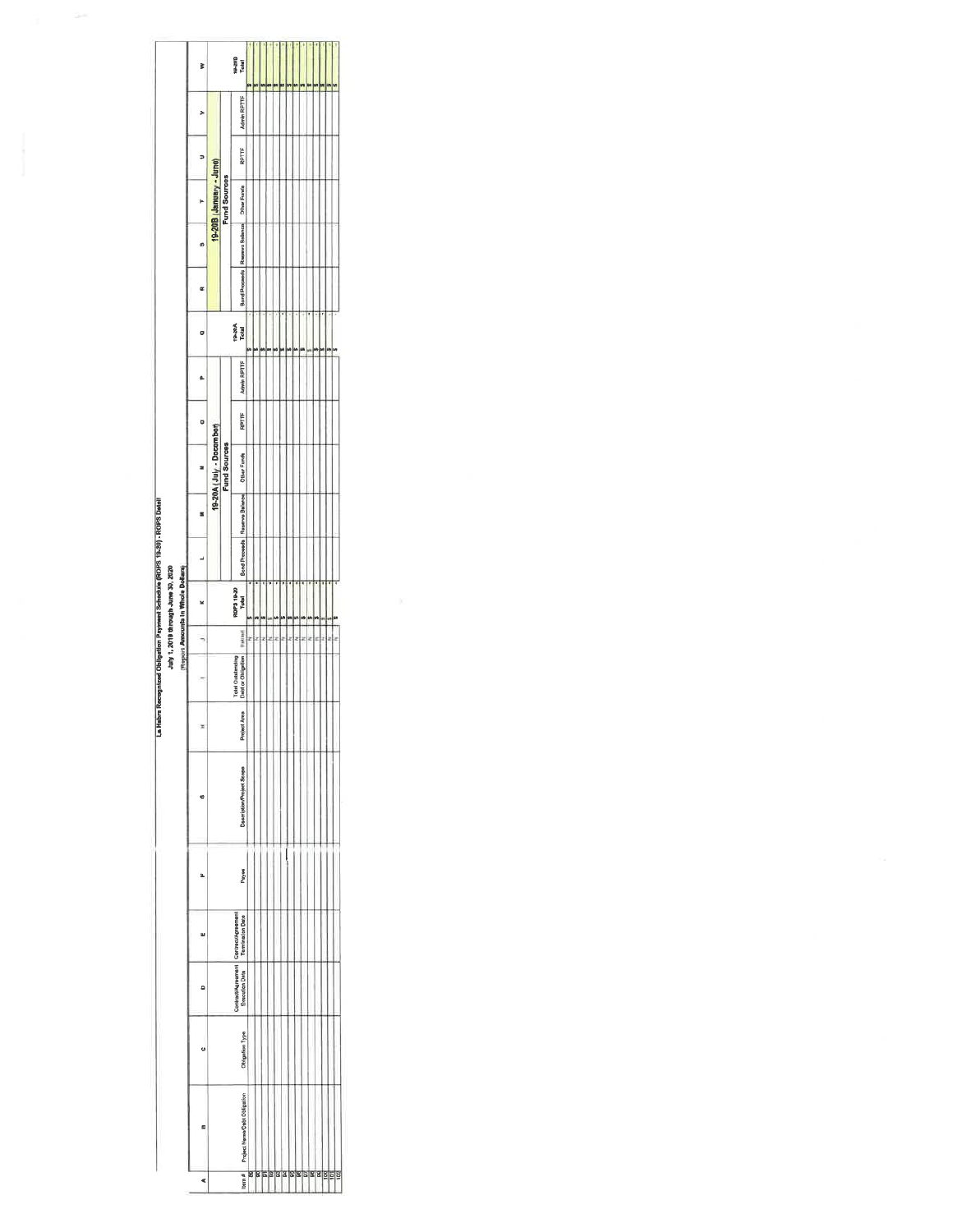# La Habra Recognized Obligation Payment Schedule (ROPS 19-20) - ROPS Detail

July 1, 2019 through June 30, 2020

(Report Amounts in Whole Dollars)

| A | B | C | D | E | F | G | H | I | J | K | L | M | N | O | P | Q | R | S | T | U | V | W |
|---|---|---|---|---|---|---|---|---|---|---|---|---|---|---|---|---|---|---|---|---|---|---|
| | | | | | | | | | | | 19-20A (July - December) | | | | | | 19-20B (January - June) | | | | | |
| | | | | | | | | | | | Fund Sources | | | | | | Fund Sources | | | | | |
| Item # | Project Name/Debt Obligation | Obligation Type | Contract/Agreement Execution Date | Contract/Agreement Termination Date | Payee | Description/Project Scope | Project Area | Total Outstanding Debt or Obligation | Retired | ROPS 19-20 Total | Bond Proceeds | Reserve Balance | Other Funds | RPTTF | Admin RPTTF | 19-20A Total | Bond Proceeds | Reserve Balance | Other Funds | RPTTF | Admin RPTTF | 19-20B Total |
| 86 | | | | | | | | | N | $ - | | | | | | $ - | | | | | | $ - |
| 89 | | | | | | | | | N | $ - | | | | | | $ - | | | | | | $ - |
| 90 | | | | | | | | | N | $ - | | | | | | $ - | | | | | | $ - |
| 91 | | | | | | | | | N | $ - | | | | | | $ - | | | | | | $ - |
| 92 | | | | | | | | | N | $ - | | | | | | $ - | | | | | | $ - |
| 93 | | | | | | | | | N | $ - | | | | | | $ - | | | | | | $ - |
| 94 | | | | | | | | | N | $ - | | | | | | $ - | | | | | | $ - |
| 95 | | | | | | | | | N | $ - | | | | | | $ - | | | | | | $ - |
| 96 | | | | | | | | | N | $ - | | | | | | $ - | | | | | | $ - |
| 97 | | | | | | | | | N | $ - | | | | | | $ - | | | | | | $ - |
| 98 | | | | | | | | | N | $ - | | | | | | $ - | | | | | | $ - |
| 99 | | | | | | | | | N | $ - | | | | | | $ - | | | | | | $ - |
| 100 | | | | | | | | | N | $ - | | | | | | $ - | | | | | | $ - |
| 101 | | | | | | | | | N | $ - | | | | | | $ - | | | | | | $ - |
| 102 | | | | | | | | | N | $ - | | | | | | $ - | | | | | | $ - |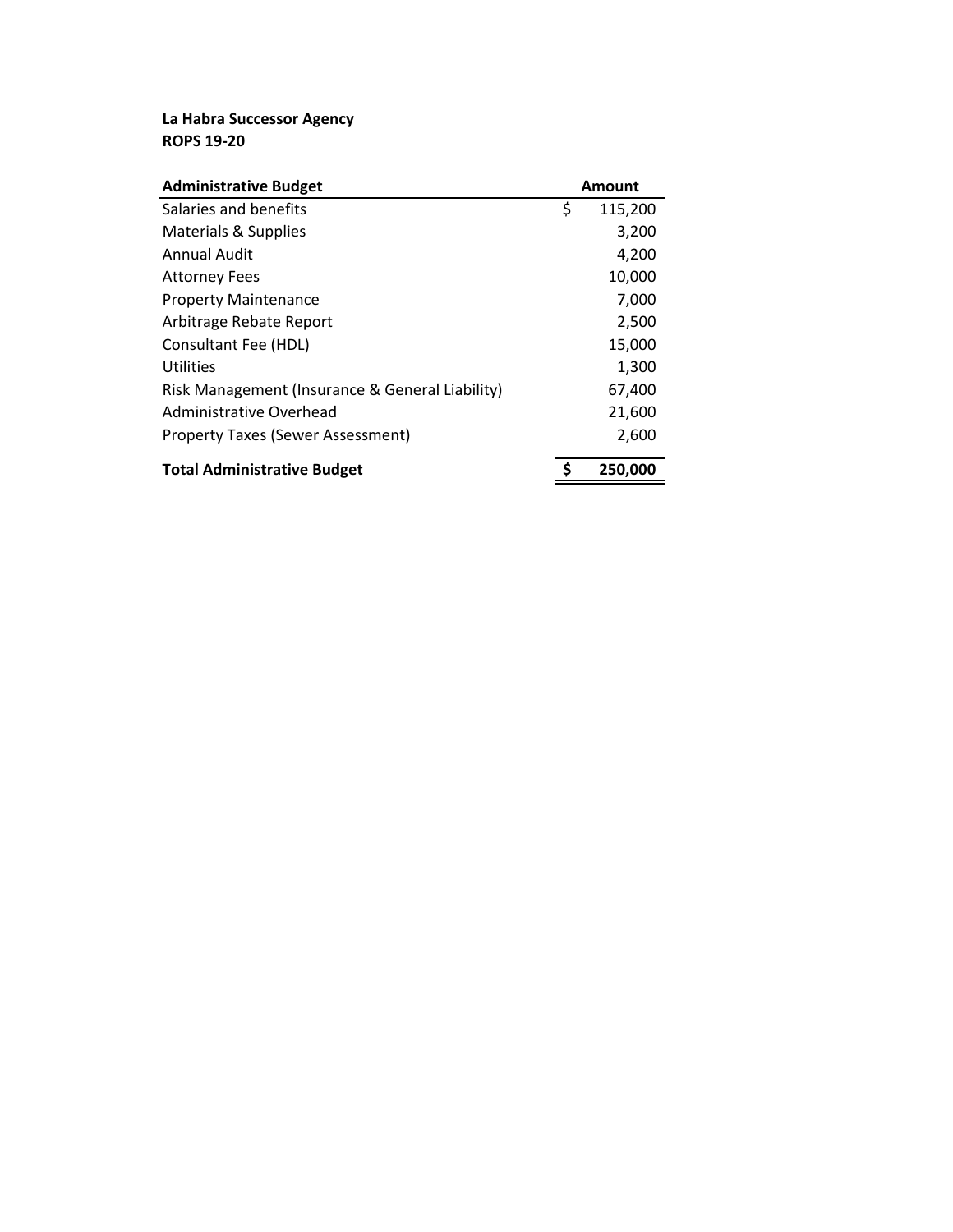**La Habra Successor Agency**
**ROPS 19-20**

| Administrative Budget | Amount |
| --- | --- |
| Salaries and benefits | $ 115,200 |
| Materials & Supplies | 3,200 |
| Annual Audit | 4,200 |
| Attorney Fees | 10,000 |
| Property Maintenance | 7,000 |
| Arbitrage Rebate Report | 2,500 |
| Consultant Fee (HDL) | 15,000 |
| Utilities | 1,300 |
| Risk Management (Insurance & General Liability) | 67,400 |
| Administrative Overhead | 21,600 |
| Property Taxes (Sewer Assessment) | 2,600 |
| **Total Administrative Budget** | **$ 250,000** |